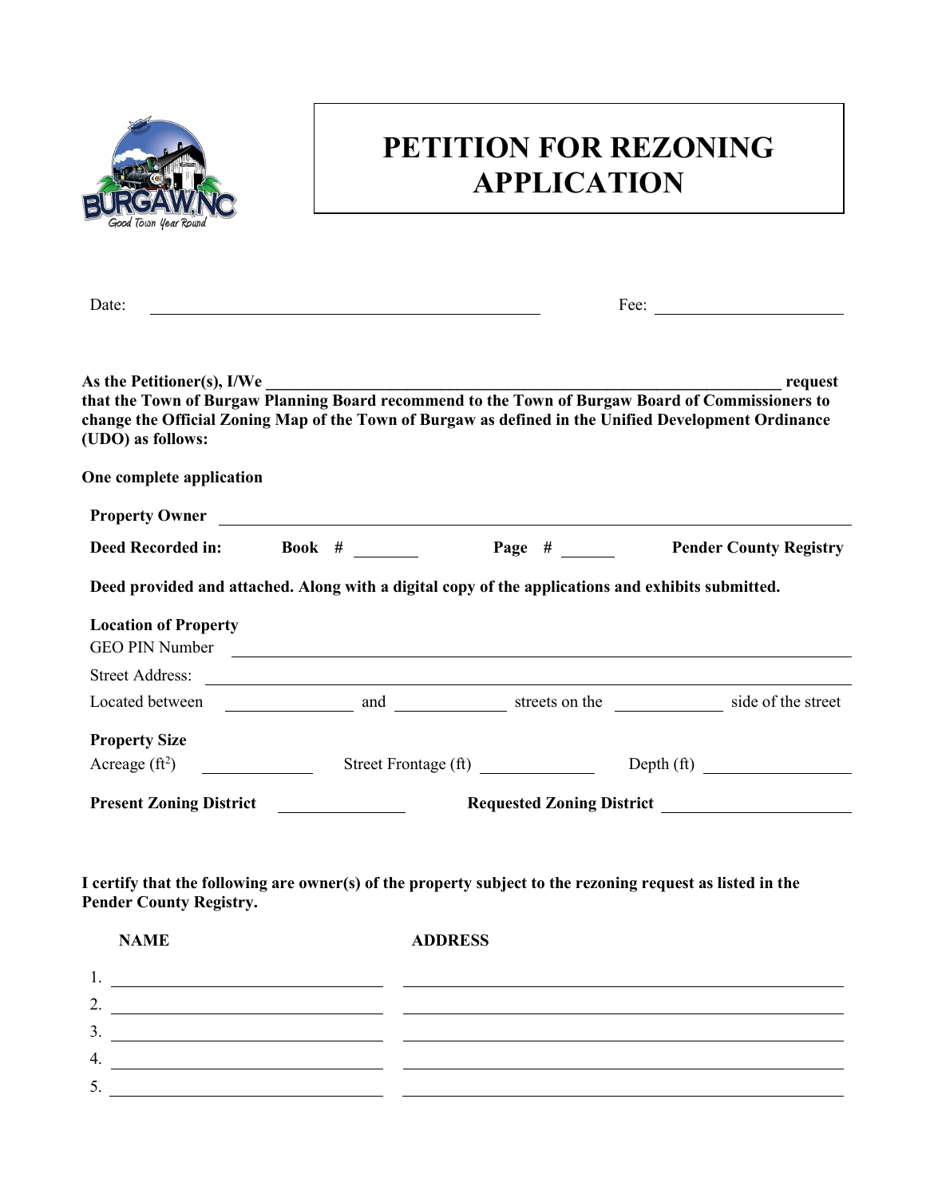# PETITION FOR REZONING APPLICATION

Date: ______________________________ Fee: ______________

**As the Petitioner(s), I/We ________________________________________ request that the Town of Burgaw Planning Board recommend to the Town of Burgaw Board of Commissioners to change the Official Zoning Map of the Town of Burgaw as defined in the Unified Development Ordinance (UDO) as follows:**

**One complete application**

**Property Owner** ________________________________________

**Deed Recorded in:** **Book #** ________ **Page #** ________ **Pender County Registry**

**Deed provided and attached. Along with a digital copy of the applications and exhibits submitted.**

**Location of Property**

GEO PIN Number ________________________________________

Street Address: ________________________________________

Located between ____________ and ____________ streets on the ____________ side of the street

**Property Size**

Acreage ($ft^2$) ____________ Street Frontage (ft) ____________ Depth (ft) ____________

**Present Zoning District** ____________ **Requested Zoning District** ____________

**I certify that the following are owner(s) of the property subject to the rezoning request as listed in the Pender County Registry.**

| NAME | ADDRESS |
|---|---|
| 1. | |
| 2. | |
| 3. | |
| 4. | |
| 5. | |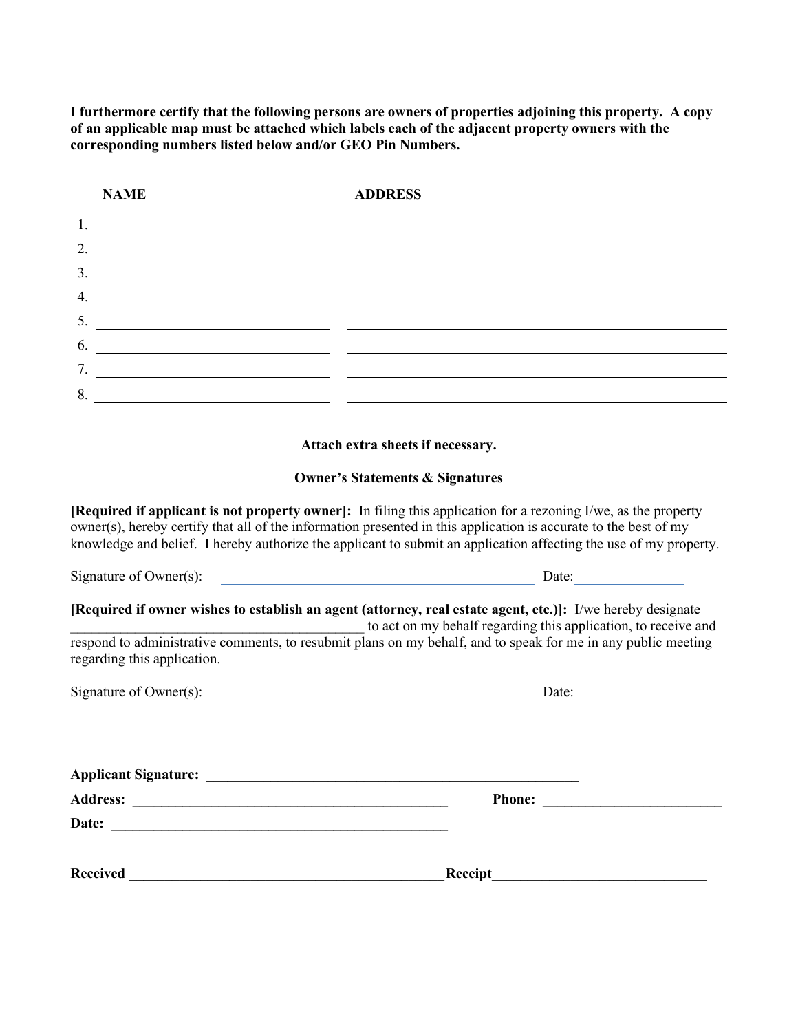**I furthermore certify that the following persons are owners of properties adjoining this property. A copy of an applicable map must be attached which labels each of the adjacent property owners with the corresponding numbers listed below and/or GEO Pin Numbers.**

| | NAME | ADDRESS |
|---|---|---|
| 1. | | |
| 2. | | |
| 3. | | |
| 4. | | |
| 5. | | |
| 6. | | |
| 7. | | |
| 8. | | |

**Attach extra sheets if necessary.**

**Owner's Statements & Signatures**

**[Required if applicant is not property owner]:** In filing this application for a rezoning I/we, as the property owner(s), hereby certify that all of the information presented in this application is accurate to the best of my knowledge and belief. I hereby authorize the applicant to submit an application affecting the use of my property.

Signature of Owner(s): ______________________________ Date: ______________

**[Required if owner wishes to establish an agent (attorney, real estate agent, etc.)]:** I/we hereby designate ______________________________ to act on my behalf regarding this application, to receive and respond to administrative comments, to resubmit plans on my behalf, and to speak for me in any public meeting regarding this application.

Signature of Owner(s): ______________________________ Date: ______________

**Applicant Signature:** ______________________________

**Address:** ______________________________ **Phone:** ______________________________

**Date:** ______________________________

**Received** ______________________________ **Receipt** ______________________________